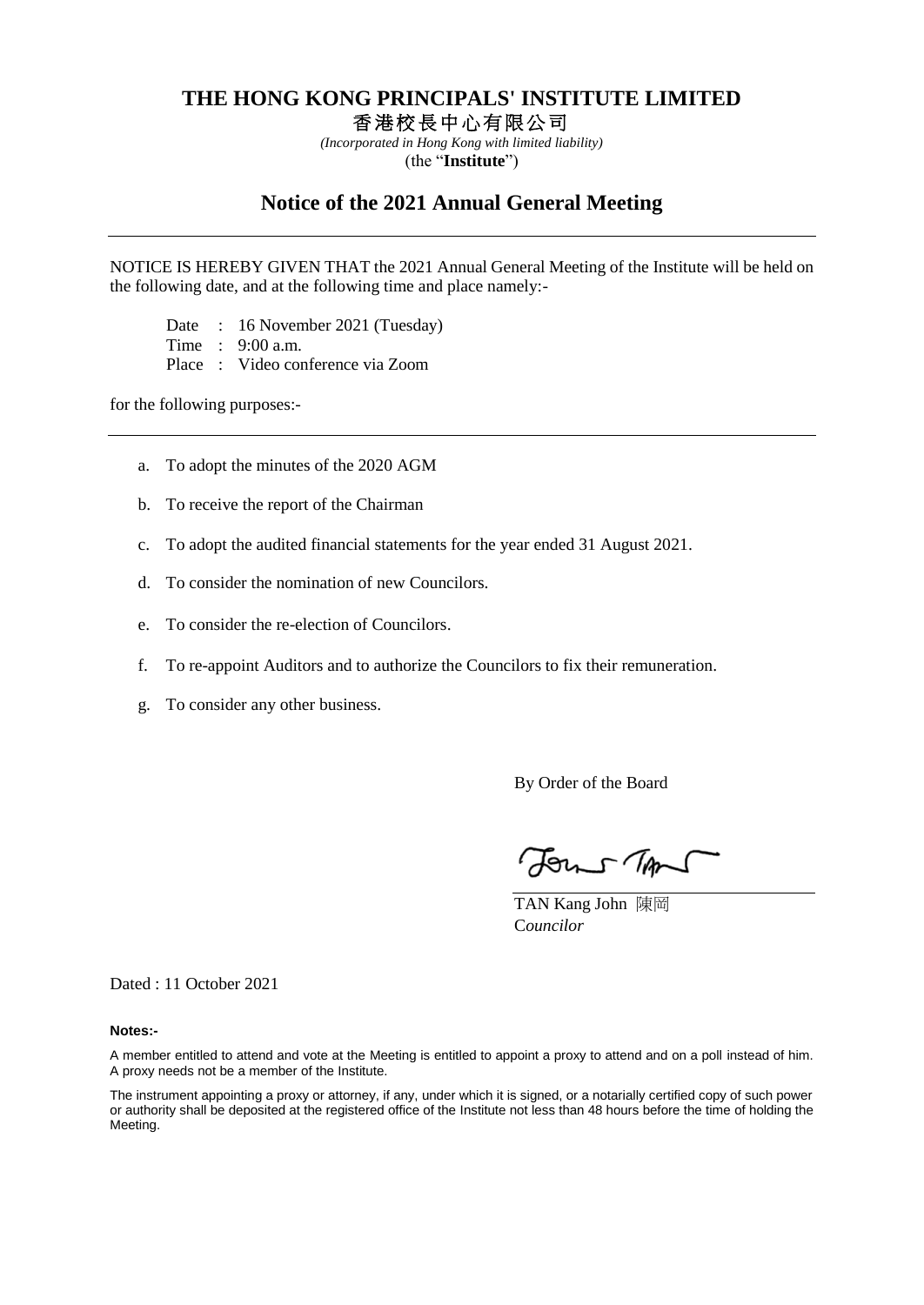# THE HONG KONG PRINCIPALS' INSTITUTE LIMITED

## 香港校長中心有限公司

*(Incorporated in Hong Kong with limited liability)*

(the "**Institute**")

## Notice of the 2021 Annual General Meeting

---

NOTICE IS HEREBY GIVEN THAT the 2021 Annual General Meeting of the Institute will be held on the following date, and at the following time and place namely:-

Date : 16 November 2021 (Tuesday)
Time : 9:00 a.m.
Place : Video conference via Zoom

for the following purposes:-

---

a. To adopt the minutes of the 2020 AGM

b. To receive the report of the Chairman

c. To adopt the audited financial statements for the year ended 31 August 2021.

d. To consider the nomination of new Councilors.

e. To consider the re-election of Councilors.

f. To re-appoint Auditors and to authorize the Councilors to fix their remuneration.

g. To consider any other business.

By Order of the Board

TAN Kang John 陳岡
C*ouncilor*

Dated : 11 October 2021

**Notes:-**

A member entitled to attend and vote at the Meeting is entitled to appoint a proxy to attend and on a poll instead of him. A proxy needs not be a member of the Institute.

The instrument appointing a proxy or attorney, if any, under which it is signed, or a notarially certified copy of such power or authority shall be deposited at the registered office of the Institute not less than 48 hours before the time of holding the Meeting.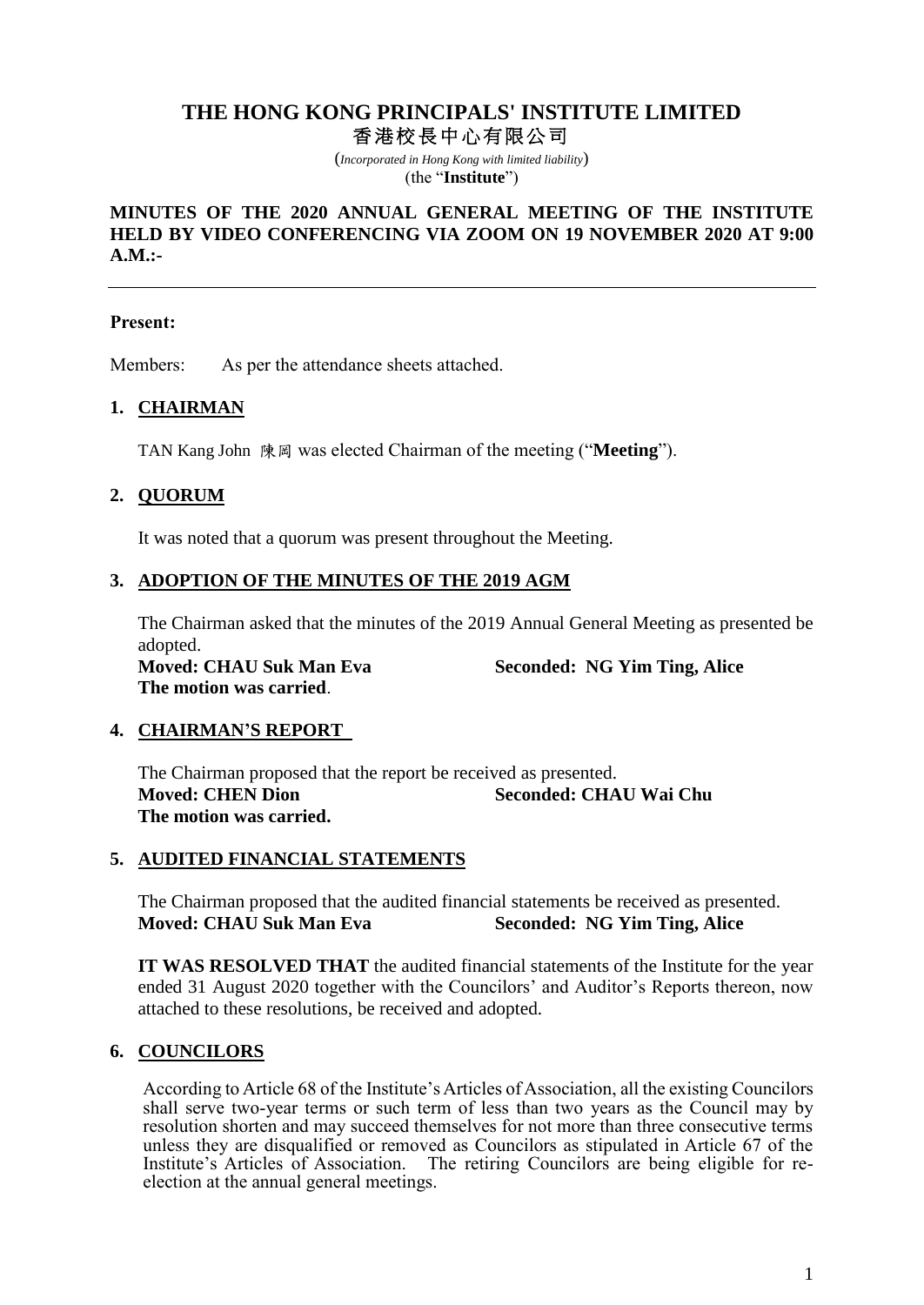# THE HONG KONG PRINCIPALS' INSTITUTE LIMITED

## 香港校長中心有限公司

(*Incorporated in Hong Kong with limited liability*)
(the "**Institute**")

**MINUTES OF THE 2020 ANNUAL GENERAL MEETING OF THE INSTITUTE HELD BY VIDEO CONFERENCING VIA ZOOM ON 19 NOVEMBER 2020 AT 9:00 A.M.:-**

---

**Present:**

Members: As per the attendance sheets attached.

### 1. CHAIRMAN

TAN Kang John 陳岡 was elected Chairman of the meeting ("**Meeting**").

### 2. QUORUM

It was noted that a quorum was present throughout the Meeting.

### 3. ADOPTION OF THE MINUTES OF THE 2019 AGM

The Chairman asked that the minutes of the 2019 Annual General Meeting as presented be adopted.

**Moved: CHAU Suk Man Eva** **Seconded: NG Yim Ting, Alice**
**The motion was carried**.

### 4. CHAIRMAN'S REPORT

The Chairman proposed that the report be received as presented.

**Moved: CHEN Dion** **Seconded: CHAU Wai Chu**
**The motion was carried.**

### 5. AUDITED FINANCIAL STATEMENTS

The Chairman proposed that the audited financial statements be received as presented.

**Moved: CHAU Suk Man Eva** **Seconded: NG Yim Ting, Alice**

**IT WAS RESOLVED THAT** the audited financial statements of the Institute for the year ended 31 August 2020 together with the Councilors' and Auditor's Reports thereon, now attached to these resolutions, be received and adopted.

### 6. COUNCILORS

According to Article 68 of the Institute's Articles of Association, all the existing Councilors shall serve two-year terms or such term of less than two years as the Council may by resolution shorten and may succeed themselves for not more than three consecutive terms unless they are disqualified or removed as Councilors as stipulated in Article 67 of the Institute's Articles of Association. The retiring Councilors are being eligible for re-election at the annual general meetings.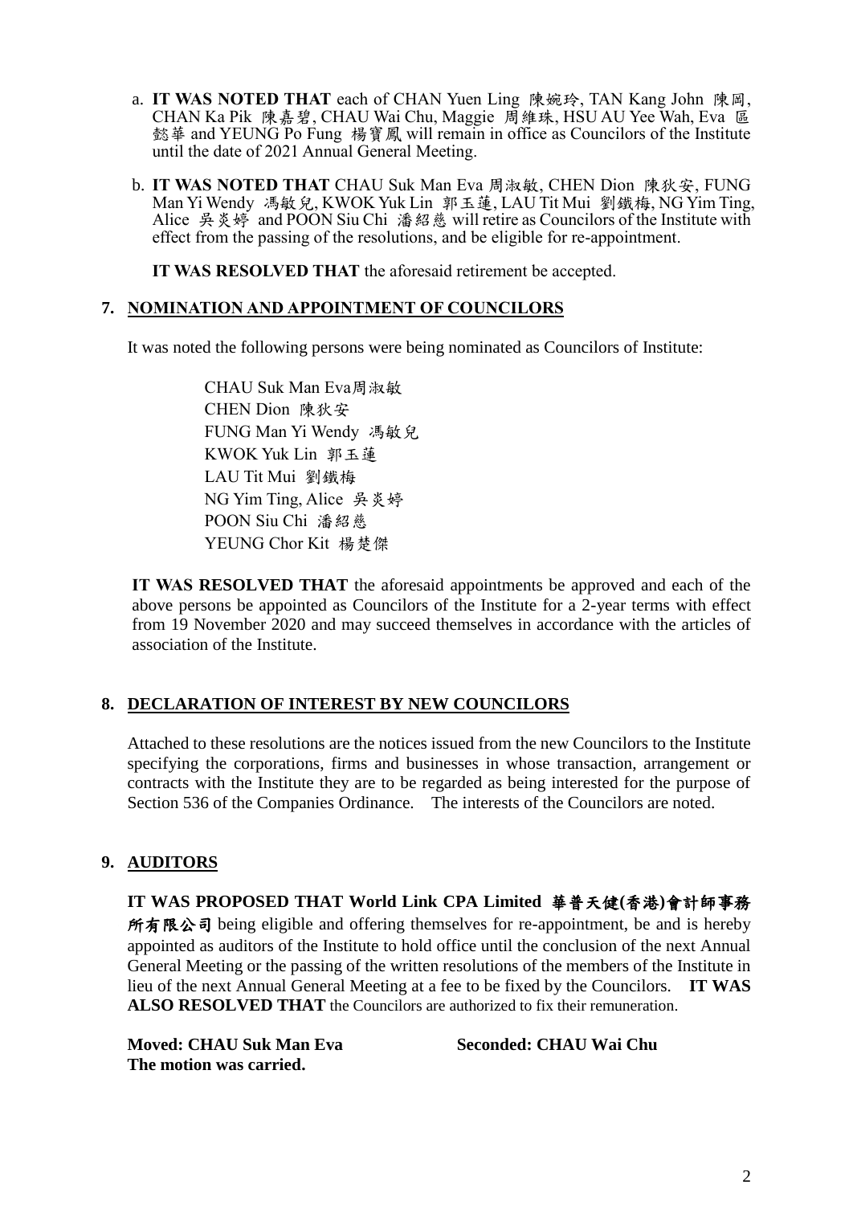a. **IT WAS NOTED THAT** each of CHAN Yuen Ling 陳婉玲, TAN Kang John 陳岡, CHAN Ka Pik 陳嘉碧, CHAU Wai Chu, Maggie 周維珠, HSU AU Yee Wah, Eva 區懿華 and YEUNG Po Fung 楊寶鳳 will remain in office as Councilors of the Institute until the date of 2021 Annual General Meeting.

b. **IT WAS NOTED THAT** CHAU Suk Man Eva 周淑敏, CHEN Dion 陳狄安, FUNG Man Yi Wendy 馮敏兒, KWOK Yuk Lin 郭玉蓮, LAU Tit Mui 劉鐵梅, NG Yim Ting, Alice 吳炎婷 and POON Siu Chi 潘紹慈 will retire as Councilors of the Institute with effect from the passing of the resolutions, and be eligible for re-appointment.

**IT WAS RESOLVED THAT** the aforesaid retirement be accepted.

## 7. NOMINATION AND APPOINTMENT OF COUNCILORS

It was noted the following persons were being nominated as Councilors of Institute:

CHAU Suk Man Eva周淑敏
CHEN Dion 陳狄安
FUNG Man Yi Wendy 馮敏兒
KWOK Yuk Lin 郭玉蓮
LAU Tit Mui 劉鐵梅
NG Yim Ting, Alice 吳炎婷
POON Siu Chi 潘紹慈
YEUNG Chor Kit 楊楚傑

**IT WAS RESOLVED THAT** the aforesaid appointments be approved and each of the above persons be appointed as Councilors of the Institute for a 2-year terms with effect from 19 November 2020 and may succeed themselves in accordance with the articles of association of the Institute.

## 8. DECLARATION OF INTEREST BY NEW COUNCILORS

Attached to these resolutions are the notices issued from the new Councilors to the Institute specifying the corporations, firms and businesses in whose transaction, arrangement or contracts with the Institute they are to be regarded as being interested for the purpose of Section 536 of the Companies Ordinance. The interests of the Councilors are noted.

## 9. AUDITORS

**IT WAS PROPOSED THAT World Link CPA Limited 華普天健(香港)會計師事務所有限公司** being eligible and offering themselves for re-appointment, be and is hereby appointed as auditors of the Institute to hold office until the conclusion of the next Annual General Meeting or the passing of the written resolutions of the members of the Institute in lieu of the next Annual General Meeting at a fee to be fixed by the Councilors. **IT WAS ALSO RESOLVED THAT** the Councilors are authorized to fix their remuneration.

**Moved: CHAU Suk Man Eva** **Seconded: CHAU Wai Chu**
**The motion was carried.**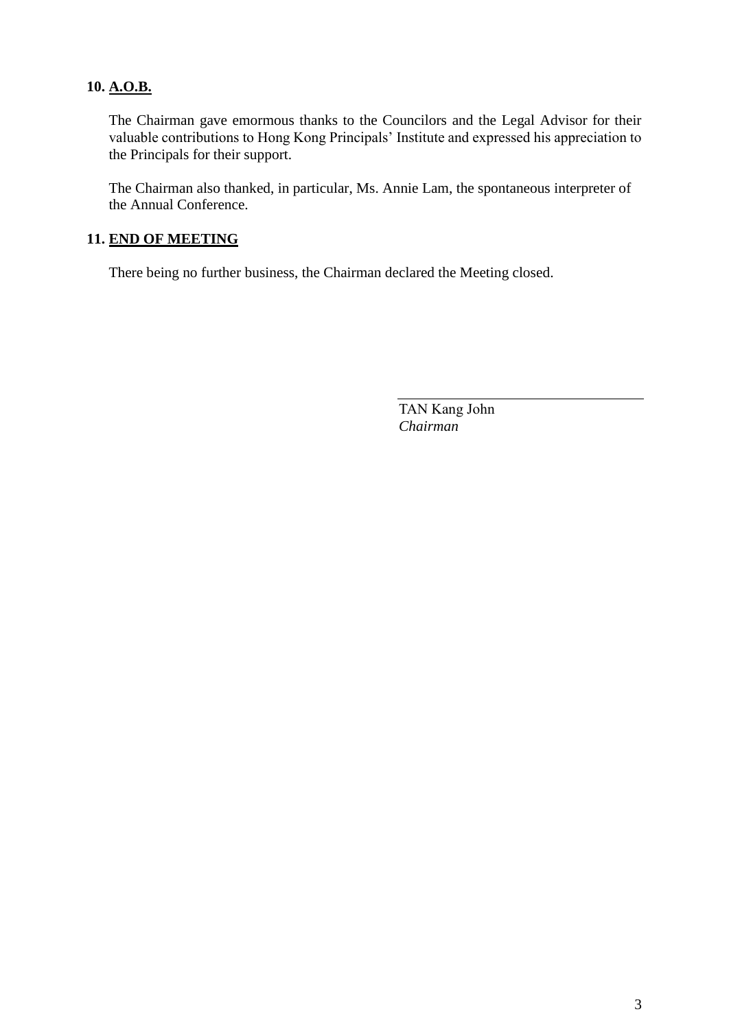## 10. A.O.B.

The Chairman gave emormous thanks to the Councilors and the Legal Advisor for their valuable contributions to Hong Kong Principals' Institute and expressed his appreciation to the Principals for their support.

The Chairman also thanked, in particular, Ms. Annie Lam, the spontaneous interpreter of the Annual Conference.

## 11. END OF MEETING

There being no further business, the Chairman declared the Meeting closed.

TAN Kang John
*Chairman*